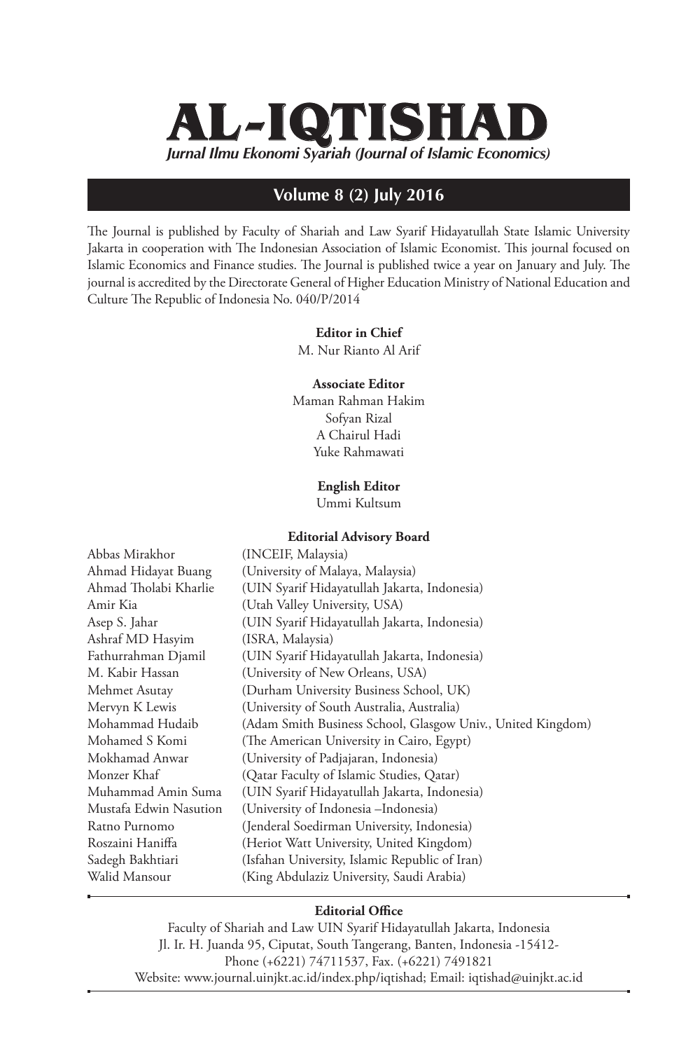# AL-IQTISHAD

***Jurnal Ilmu Ekonomi Syariah (Journal of Islamic Economics)***

## Volume 8 (2) July 2016

The Journal is published by Faculty of Shariah and Law Syarif Hidayatullah State Islamic University Jakarta in cooperation with The Indonesian Association of Islamic Economist. This journal focused on Islamic Economics and Finance studies. The Journal is published twice a year on January and July. The journal is accredited by the Directorate General of Higher Education Ministry of National Education and Culture The Republic of Indonesia No. 040/P/2014

**Editor in Chief**

M. Nur Rianto Al Arif

**Associate Editor**

Maman Rahman Hakim
Sofyan Rizal
A Chairul Hadi
Yuke Rahmawati

**English Editor**

Ummi Kultsum

**Editorial Advisory Board**

| | |
|---|---|
| Abbas Mirakhor | (INCEIF, Malaysia) |
| Ahmad Hidayat Buang | (University of Malaya, Malaysia) |
| Ahmad Tholabi Kharlie | (UIN Syarif Hidayatullah Jakarta, Indonesia) |
| Amir Kia | (Utah Valley University, USA) |
| Asep S. Jahar | (UIN Syarif Hidayatullah Jakarta, Indonesia) |
| Ashraf MD Hasyim | (ISRA, Malaysia) |
| Fathurrahman Djamil | (UIN Syarif Hidayatullah Jakarta, Indonesia) |
| M. Kabir Hassan | (University of New Orleans, USA) |
| Mehmet Asutay | (Durham University Business School, UK) |
| Mervyn K Lewis | (University of South Australia, Australia) |
| Mohammad Hudaib | (Adam Smith Business School, Glasgow Univ., United Kingdom) |
| Mohamed S Komi | (The American University in Cairo, Egypt) |
| Mokhamad Anwar | (University of Padjajaran, Indonesia) |
| Monzer Khaf | (Qatar Faculty of Islamic Studies, Qatar) |
| Muhammad Amin Suma | (UIN Syarif Hidayatullah Jakarta, Indonesia) |
| Mustafa Edwin Nasution | (University of Indonesia –Indonesia) |
| Ratno Purnomo | (Jenderal Soedirman University, Indonesia) |
| Roszaini Haniffa | (Heriot Watt University, United Kingdom) |
| Sadegh Bakhtiari | (Isfahan University, Islamic Republic of Iran) |
| Walid Mansour | (King Abdulaziz University, Saudi Arabia) |

**Editorial Office**

Faculty of Shariah and Law UIN Syarif Hidayatullah Jakarta, Indonesia
Jl. Ir. H. Juanda 95, Ciputat, South Tangerang, Banten, Indonesia -15412-
Phone (+6221) 74711537, Fax. (+6221) 7491821
Website: www.journal.uinjkt.ac.id/index.php/iqtishad; Email: iqtishad@uinjkt.ac.id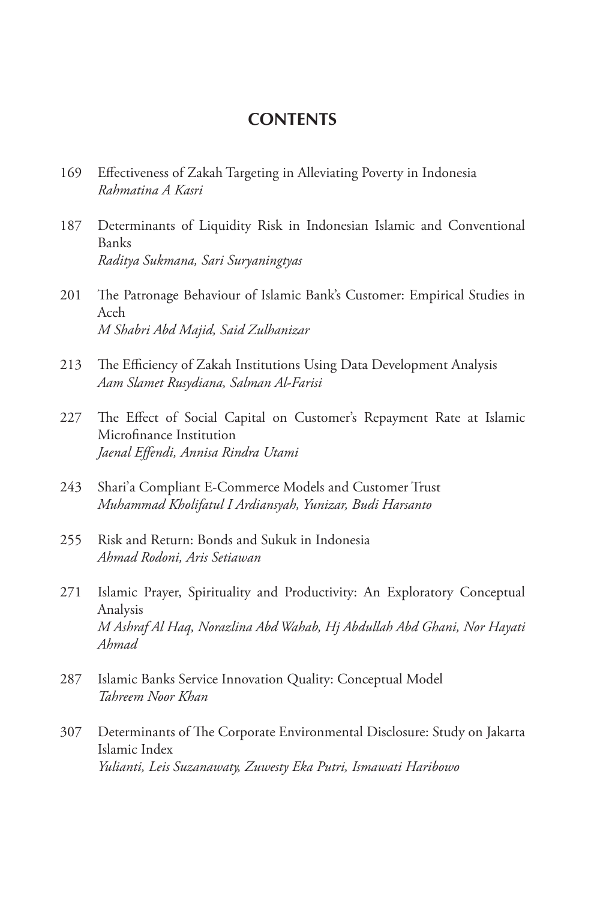## CONTENTS

169 Effectiveness of Zakah Targeting in Alleviating Poverty in Indonesia
*Rahmatina A Kasri*

187 Determinants of Liquidity Risk in Indonesian Islamic and Conventional Banks
*Raditya Sukmana, Sari Suryaningtyas*

201 The Patronage Behaviour of Islamic Bank's Customer: Empirical Studies in Aceh
*M Shabri Abd Majid, Said Zulhanizar*

213 The Efficiency of Zakah Institutions Using Data Development Analysis
*Aam Slamet Rusydiana, Salman Al-Farisi*

227 The Effect of Social Capital on Customer's Repayment Rate at Islamic Microfinance Institution
*Jaenal Effendi, Annisa Rindra Utami*

243 Shari'a Compliant E-Commerce Models and Customer Trust
*Muhammad Kholifatul I Ardiansyah, Yunizar, Budi Harsanto*

255 Risk and Return: Bonds and Sukuk in Indonesia
*Ahmad Rodoni, Aris Setiawan*

271 Islamic Prayer, Spirituality and Productivity: An Exploratory Conceptual Analysis
*M Ashraf Al Haq, Norazlina Abd Wahab, Hj Abdullah Abd Ghani, Nor Hayati Ahmad*

287 Islamic Banks Service Innovation Quality: Conceptual Model
*Tahreem Noor Khan*

307 Determinants of The Corporate Environmental Disclosure: Study on Jakarta Islamic Index
*Yulianti, Leis Suzanawaty, Zuwesty Eka Putri, Ismawati Haribowo*